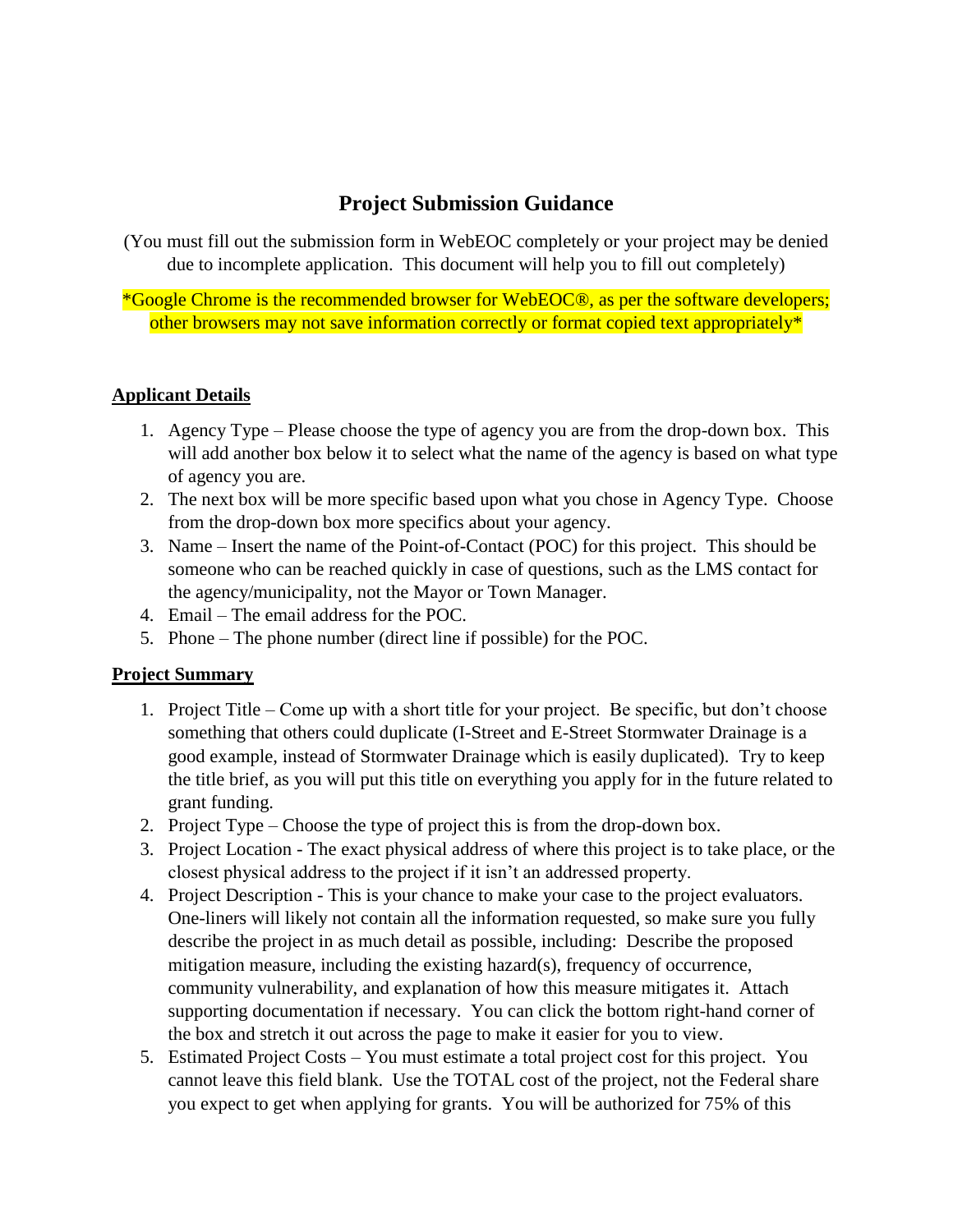# Project Submission Guidance

(You must fill out the submission form in WebEOC completely or your project may be denied due to incomplete application. This document will help you to fill out completely)

*Google Chrome is the recommended browser for WebEOC®, as per the software developers; other browsers may not save information correctly or format copied text appropriately*

## Applicant Details

1. Agency Type – Please choose the type of agency you are from the drop-down box. This will add another box below it to select what the name of the agency is based on what type of agency you are.
2. The next box will be more specific based upon what you chose in Agency Type. Choose from the drop-down box more specifics about your agency.
3. Name – Insert the name of the Point-of-Contact (POC) for this project. This should be someone who can be reached quickly in case of questions, such as the LMS contact for the agency/municipality, not the Mayor or Town Manager.
4. Email – The email address for the POC.
5. Phone – The phone number (direct line if possible) for the POC.

## Project Summary

1. Project Title – Come up with a short title for your project. Be specific, but don't choose something that others could duplicate (I-Street and E-Street Stormwater Drainage is a good example, instead of Stormwater Drainage which is easily duplicated). Try to keep the title brief, as you will put this title on everything you apply for in the future related to grant funding.
2. Project Type – Choose the type of project this is from the drop-down box.
3. Project Location - The exact physical address of where this project is to take place, or the closest physical address to the project if it isn't an addressed property.
4. Project Description - This is your chance to make your case to the project evaluators. One-liners will likely not contain all the information requested, so make sure you fully describe the project in as much detail as possible, including: Describe the proposed mitigation measure, including the existing hazard(s), frequency of occurrence, community vulnerability, and explanation of how this measure mitigates it. Attach supporting documentation if necessary. You can click the bottom right-hand corner of the box and stretch it out across the page to make it easier for you to view.
5. Estimated Project Costs – You must estimate a total project cost for this project. You cannot leave this field blank. Use the TOTAL cost of the project, not the Federal share you expect to get when applying for grants. You will be authorized for 75% of this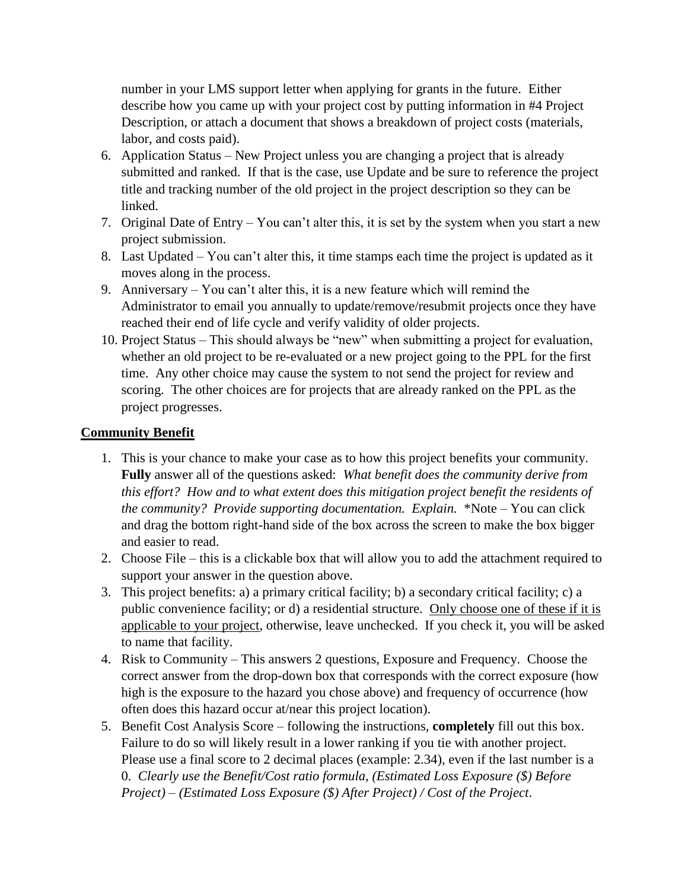number in your LMS support letter when applying for grants in the future. Either describe how you came up with your project cost by putting information in #4 Project Description, or attach a document that shows a breakdown of project costs (materials, labor, and costs paid).

6. Application Status – New Project unless you are changing a project that is already submitted and ranked. If that is the case, use Update and be sure to reference the project title and tracking number of the old project in the project description so they can be linked.
7. Original Date of Entry – You can't alter this, it is set by the system when you start a new project submission.
8. Last Updated – You can't alter this, it time stamps each time the project is updated as it moves along in the process.
9. Anniversary – You can't alter this, it is a new feature which will remind the Administrator to email you annually to update/remove/resubmit projects once they have reached their end of life cycle and verify validity of older projects.
10. Project Status – This should always be "new" when submitting a project for evaluation, whether an old project to be re-evaluated or a new project going to the PPL for the first time. Any other choice may cause the system to not send the project for review and scoring. The other choices are for projects that are already ranked on the PPL as the project progresses.

## Community Benefit

1. This is your chance to make your case as to how this project benefits your community. **Fully** answer all of the questions asked: *What benefit does the community derive from this effort? How and to what extent does this mitigation project benefit the residents of the community? Provide supporting documentation. Explain.* *Note – You can click and drag the bottom right-hand side of the box across the screen to make the box bigger and easier to read.
2. Choose File – this is a clickable box that will allow you to add the attachment required to support your answer in the question above.
3. This project benefits: a) a primary critical facility; b) a secondary critical facility; c) a public convenience facility; or d) a residential structure. <u>Only choose one of these if it is applicable to your project</u>, otherwise, leave unchecked. If you check it, you will be asked to name that facility.
4. Risk to Community – This answers 2 questions, Exposure and Frequency. Choose the correct answer from the drop-down box that corresponds with the correct exposure (how high is the exposure to the hazard you chose above) and frequency of occurrence (how often does this hazard occur at/near this project location).
5. Benefit Cost Analysis Score – following the instructions, **completely** fill out this box. Failure to do so will likely result in a lower ranking if you tie with another project. Please use a final score to 2 decimal places (example: 2.34), even if the last number is a 0. *Clearly use the Benefit/Cost ratio formula, (Estimated Loss Exposure ($) Before Project) – (Estimated Loss Exposure ($) After Project) / Cost of the Project*.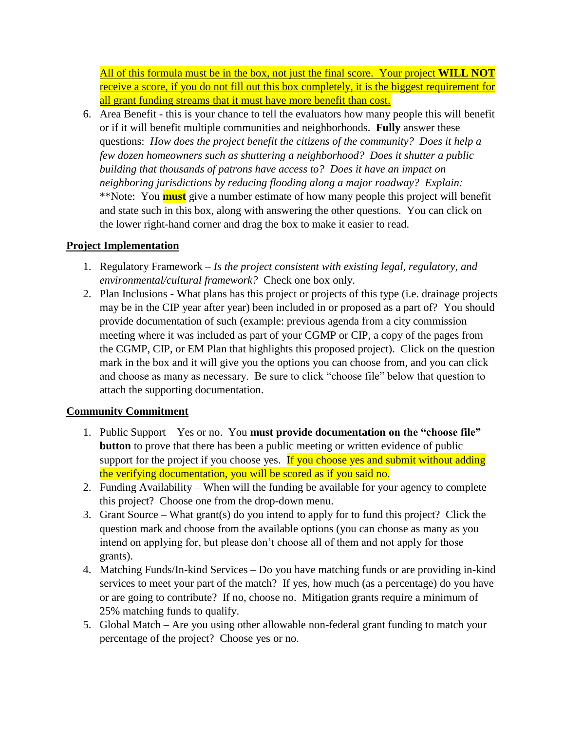All of this formula must be in the box, not just the final score. Your project **WILL NOT** receive a score, if you do not fill out this box completely, it is the biggest requirement for all grant funding streams that it must have more benefit than cost.

6. Area Benefit - this is your chance to tell the evaluators how many people this will benefit or if it will benefit multiple communities and neighborhoods. **Fully** answer these questions: *How does the project benefit the citizens of the community? Does it help a few dozen homeowners such as shuttering a neighborhood? Does it shutter a public building that thousands of patrons have access to? Does it have an impact on neighboring jurisdictions by reducing flooding along a major roadway? Explain:* **Note: You **must** give a number estimate of how many people this project will benefit and state such in this box, along with answering the other questions. You can click on the lower right-hand corner and drag the box to make it easier to read.

## Project Implementation

1. Regulatory Framework – *Is the project consistent with existing legal, regulatory, and environmental/cultural framework?* Check one box only.
2. Plan Inclusions - What plans has this project or projects of this type (i.e. drainage projects may be in the CIP year after year) been included in or proposed as a part of? You should provide documentation of such (example: previous agenda from a city commission meeting where it was included as part of your CGMP or CIP, a copy of the pages from the CGMP, CIP, or EM Plan that highlights this proposed project). Click on the question mark in the box and it will give you the options you can choose from, and you can click and choose as many as necessary. Be sure to click "choose file" below that question to attach the supporting documentation.

## Community Commitment

1. Public Support – Yes or no. You **must provide documentation on the "choose file" button** to prove that there has been a public meeting or written evidence of public support for the project if you choose yes. If you choose yes and submit without adding the verifying documentation, you will be scored as if you said no.
2. Funding Availability – When will the funding be available for your agency to complete this project? Choose one from the drop-down menu.
3. Grant Source – What grant(s) do you intend to apply for to fund this project? Click the question mark and choose from the available options (you can choose as many as you intend on applying for, but please don't choose all of them and not apply for those grants).
4. Matching Funds/In-kind Services – Do you have matching funds or are providing in-kind services to meet your part of the match? If yes, how much (as a percentage) do you have or are going to contribute? If no, choose no. Mitigation grants require a minimum of 25% matching funds to qualify.
5. Global Match – Are you using other allowable non-federal grant funding to match your percentage of the project? Choose yes or no.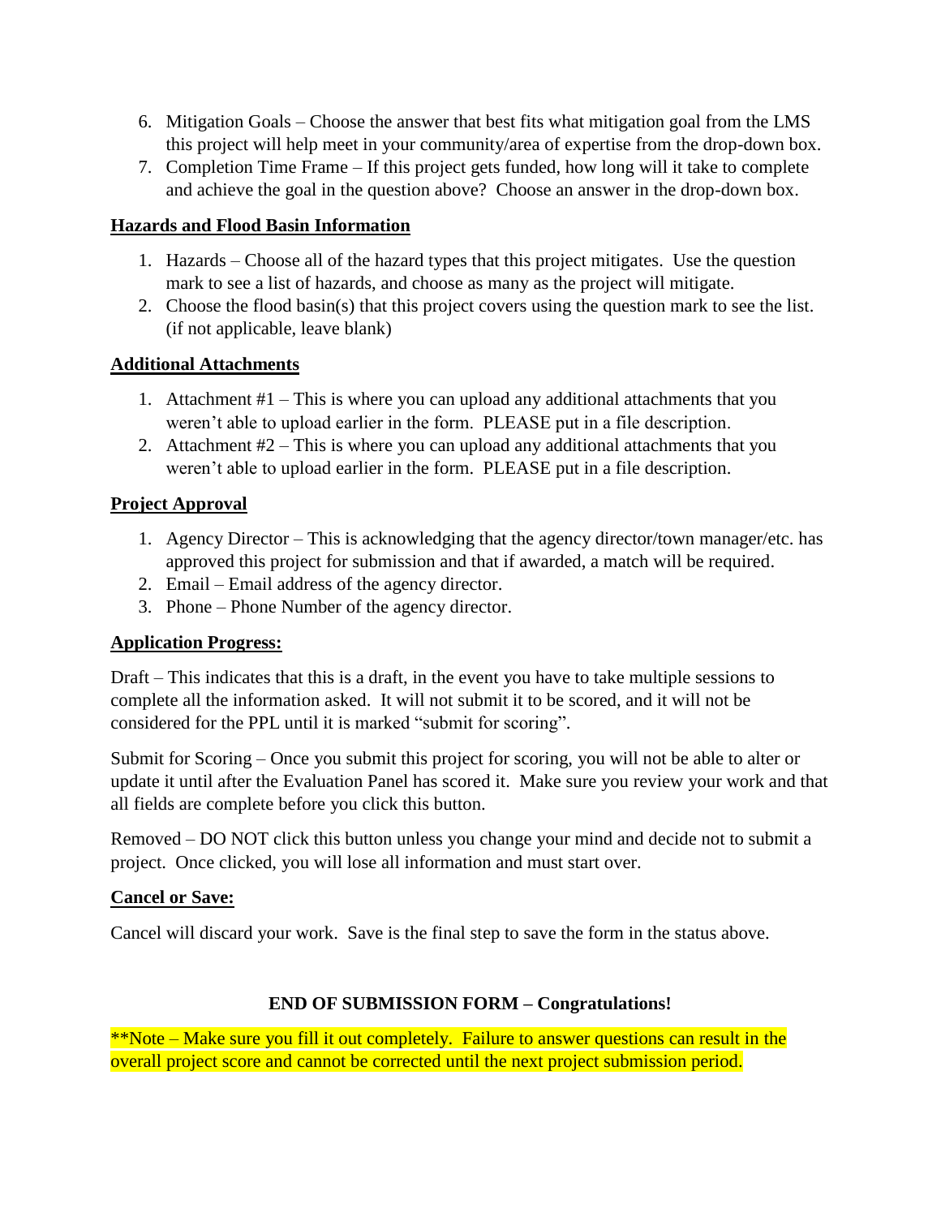6. Mitigation Goals – Choose the answer that best fits what mitigation goal from the LMS this project will help meet in your community/area of expertise from the drop-down box.
7. Completion Time Frame – If this project gets funded, how long will it take to complete and achieve the goal in the question above? Choose an answer in the drop-down box.

**Hazards and Flood Basin Information**

1. Hazards – Choose all of the hazard types that this project mitigates. Use the question mark to see a list of hazards, and choose as many as the project will mitigate.
2. Choose the flood basin(s) that this project covers using the question mark to see the list. (if not applicable, leave blank)

**Additional Attachments**

1. Attachment #1 – This is where you can upload any additional attachments that you weren't able to upload earlier in the form. PLEASE put in a file description.
2. Attachment #2 – This is where you can upload any additional attachments that you weren't able to upload earlier in the form. PLEASE put in a file description.

**Project Approval**

1. Agency Director – This is acknowledging that the agency director/town manager/etc. has approved this project for submission and that if awarded, a match will be required.
2. Email – Email address of the agency director.
3. Phone – Phone Number of the agency director.

**Application Progress:**

Draft – This indicates that this is a draft, in the event you have to take multiple sessions to complete all the information asked. It will not submit it to be scored, and it will not be considered for the PPL until it is marked "submit for scoring".

Submit for Scoring – Once you submit this project for scoring, you will not be able to alter or update it until after the Evaluation Panel has scored it. Make sure you review your work and that all fields are complete before you click this button.

Removed – DO NOT click this button unless you change your mind and decide not to submit a project. Once clicked, you will lose all information and must start over.

**Cancel or Save:**

Cancel will discard your work. Save is the final step to save the form in the status above.

**END OF SUBMISSION FORM – Congratulations!**

**Note – Make sure you fill it out completely. Failure to answer questions can result in the overall project score and cannot be corrected until the next project submission period.